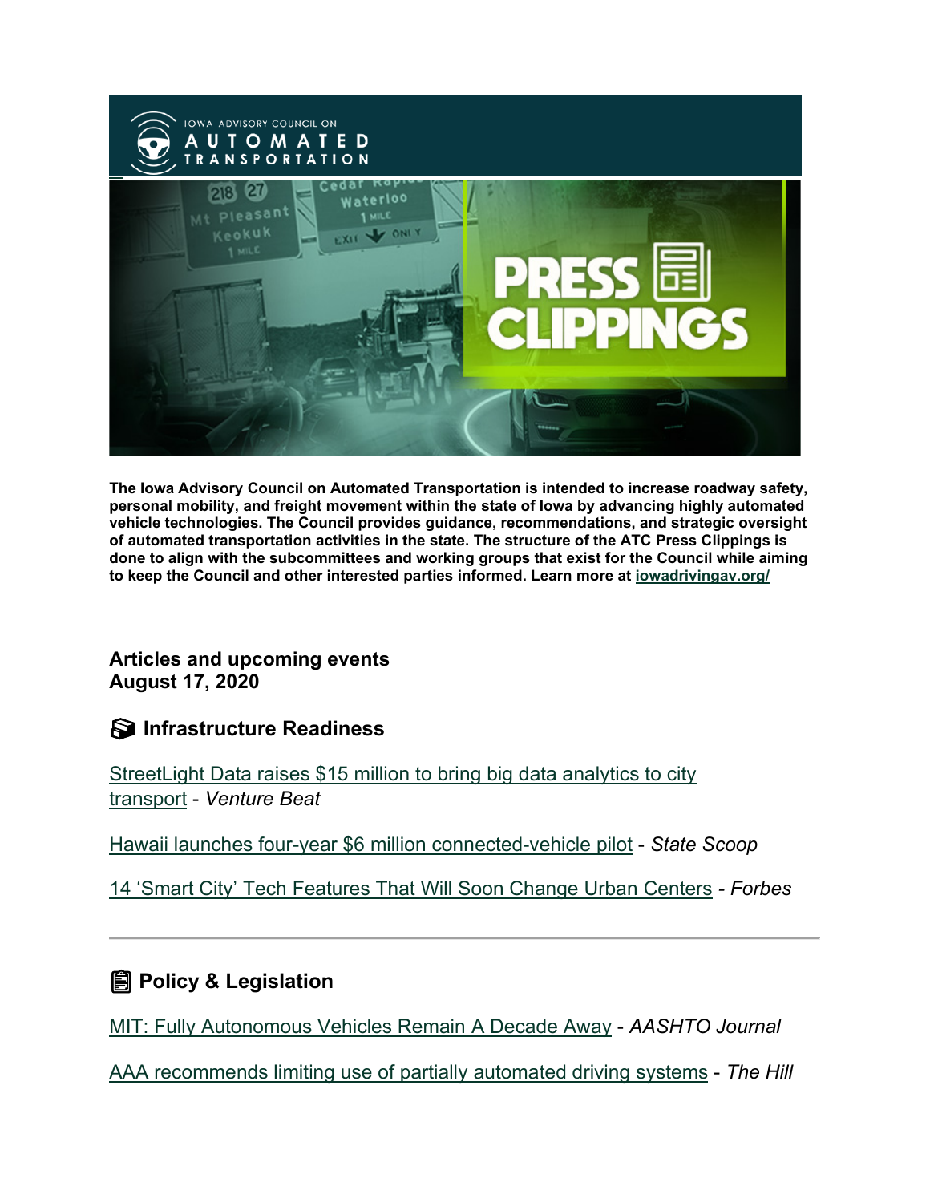The Iowa Advisory Council on Automated Transportation is intended to increase roadway safety, personal mobility, and freight movement within the state of Iowa by advancing highly automated vehicle technologies. The Council provides guidance, recommendations, and strategic oversight of automated transportation activities in the state. The structure of the ATC Press Clippings is done to align with the subcommittees and working groups that exist for the Council while aiming to keep the Council and other interested parties informed. Learn more at iowadrivingav.org/

**Articles and upcoming events**
**August 17, 2020**

## Infrastructure Readiness

StreetLight Data raises $15 million to bring big data analytics to city transport - *Venture Beat*

Hawaii launches four-year $6 million connected-vehicle pilot - *State Scoop*

14 'Smart City' Tech Features That Will Soon Change Urban Centers - *Forbes*

---

## Policy & Legislation

MIT: Fully Autonomous Vehicles Remain A Decade Away - *AASHTO Journal*

AAA recommends limiting use of partially automated driving systems - *The Hill*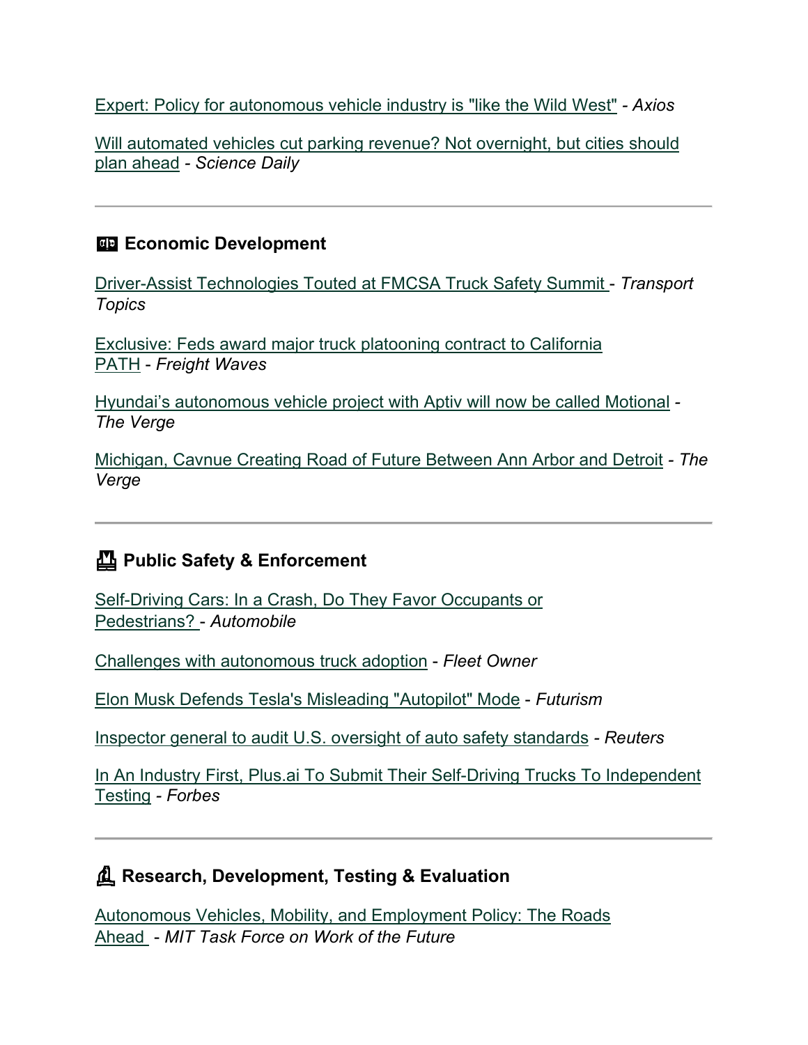Expert: Policy for autonomous vehicle industry is "like the Wild West" - *Axios*

Will automated vehicles cut parking revenue? Not overnight, but cities should plan ahead - *Science Daily*

---

## Economic Development

Driver-Assist Technologies Touted at FMCSA Truck Safety Summit - *Transport Topics*

Exclusive: Feds award major truck platooning contract to California PATH - *Freight Waves*

Hyundai's autonomous vehicle project with Aptiv will now be called Motional - *The Verge*

Michigan, Cavnue Creating Road of Future Between Ann Arbor and Detroit - *The Verge*

---

## Public Safety & Enforcement

Self-Driving Cars: In a Crash, Do They Favor Occupants or Pedestrians? - *Automobile*

Challenges with autonomous truck adoption - *Fleet Owner*

Elon Musk Defends Tesla's Misleading "Autopilot" Mode - *Futurism*

Inspector general to audit U.S. oversight of auto safety standards - *Reuters*

In An Industry First, Plus.ai To Submit Their Self-Driving Trucks To Independent Testing - *Forbes*

---

## Research, Development, Testing & Evaluation

Autonomous Vehicles, Mobility, and Employment Policy: The Roads Ahead - *MIT Task Force on Work of the Future*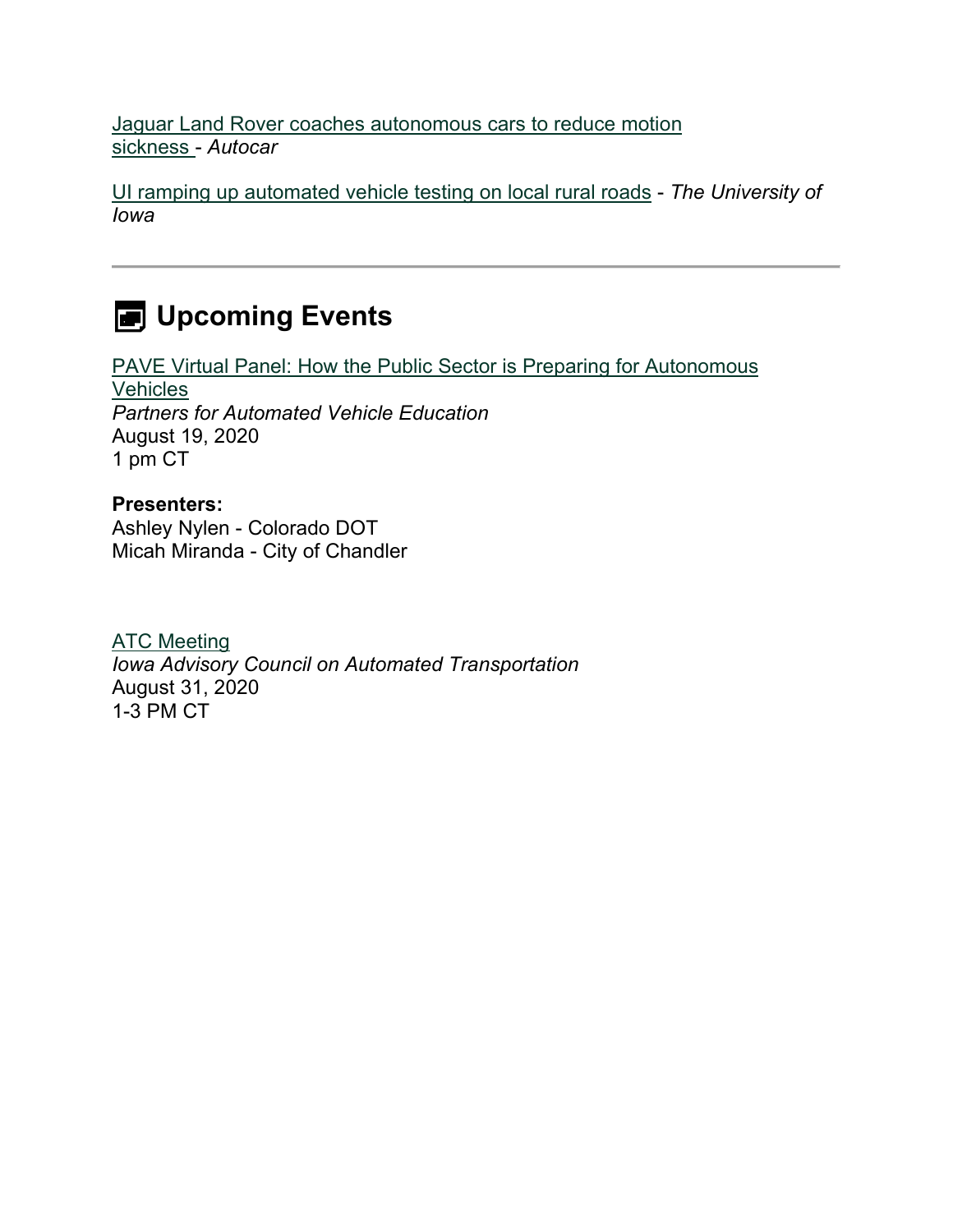Jaguar Land Rover coaches autonomous cars to reduce motion sickness - *Autocar*

UI ramping up automated vehicle testing on local rural roads - *The University of Iowa*

---

## Upcoming Events

PAVE Virtual Panel: How the Public Sector is Preparing for Autonomous Vehicles
*Partners for Automated Vehicle Education*
August 19, 2020
1 pm CT

**Presenters:**
Ashley Nylen - Colorado DOT
Micah Miranda - City of Chandler

ATC Meeting
*Iowa Advisory Council on Automated Transportation*
August 31, 2020
1-3 PM CT